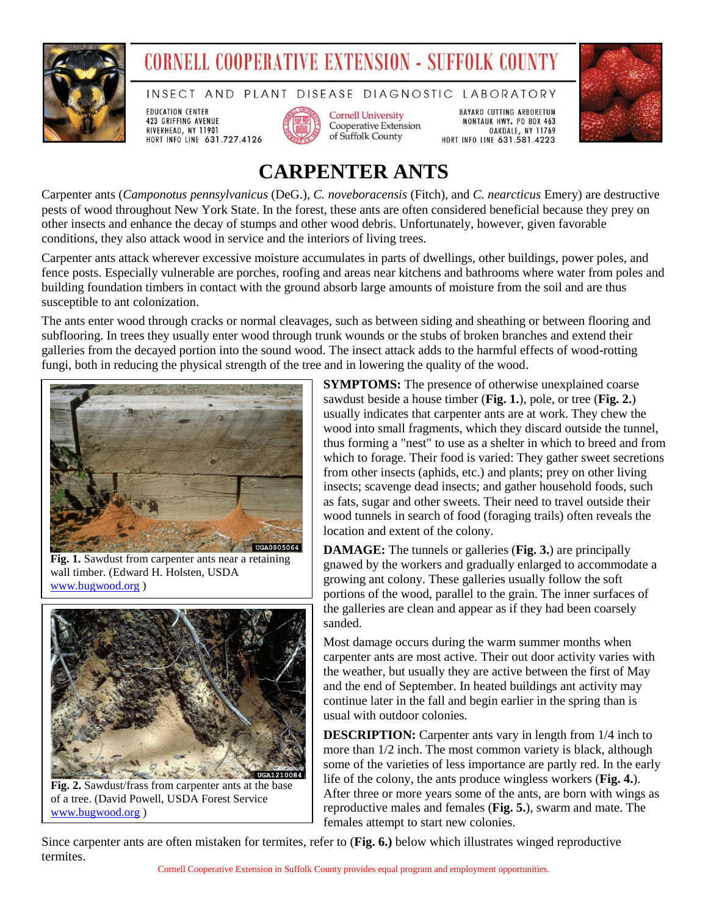# CORNELL COOPERATIVE EXTENSION - SUFFOLK COUNTY

INSECT AND PLANT DISEASE DIAGNOSTIC LABORATORY

EDUCATION CENTER
423 GRIFFING AVENUE
RIVERHEAD, NY 11901
HORT INFO LINE 631.727.4126

Cornell University
Cooperative Extension
of Suffolk County

BAYARD CUTTING ARBORETUM
MONTAUK HWY. PO BOX 463
OAKDALE, NY 11769
HORT INFO LINE 631.581.4223

# CARPENTER ANTS

Carpenter ants (*Camponotus pennsylvanicus* (DeG.), *C. noveboracensis* (Fitch), and *C. nearcticus* Emery) are destructive pests of wood throughout New York State. In the forest, these ants are often considered beneficial because they prey on other insects and enhance the decay of stumps and other wood debris. Unfortunately, however, given favorable conditions, they also attack wood in service and the interiors of living trees.

Carpenter ants attack wherever excessive moisture accumulates in parts of dwellings, other buildings, power poles, and fence posts. Especially vulnerable are porches, roofing and areas near kitchens and bathrooms where water from poles and building foundation timbers in contact with the ground absorb large amounts of moisture from the soil and are thus susceptible to ant colonization.

The ants enter wood through cracks or normal cleavages, such as between siding and sheathing or between flooring and subflooring. In trees they usually enter wood through trunk wounds or the stubs of broken branches and extend their galleries from the decayed portion into the sound wood. The insect attack adds to the harmful effects of wood-rotting fungi, both in reducing the physical strength of the tree and in lowering the quality of the wood.

**Fig. 1.** Sawdust from carpenter ants near a retaining wall timber. (Edward H. Holsten, USDA www.bugwood.org )

**Fig. 2.** Sawdust/frass from carpenter ants at the base of a tree. (David Powell, USDA Forest Service www.bugwood.org )

**SYMPTOMS:** The presence of otherwise unexplained coarse sawdust beside a house timber (**Fig. 1.**), pole, or tree (**Fig. 2.**) usually indicates that carpenter ants are at work. They chew the wood into small fragments, which they discard outside the tunnel, thus forming a "nest" to use as a shelter in which to breed and from which to forage. Their food is varied: They gather sweet secretions from other insects (aphids, etc.) and plants; prey on other living insects; scavenge dead insects; and gather household foods, such as fats, sugar and other sweets. Their need to travel outside their wood tunnels in search of food (foraging trails) often reveals the location and extent of the colony.

**DAMAGE:** The tunnels or galleries (**Fig. 3.**) are principally gnawed by the workers and gradually enlarged to accommodate a growing ant colony. These galleries usually follow the soft portions of the wood, parallel to the grain. The inner surfaces of the galleries are clean and appear as if they had been coarsely sanded.

Most damage occurs during the warm summer months when carpenter ants are most active. Their out door activity varies with the weather, but usually they are active between the first of May and the end of September. In heated buildings ant activity may continue later in the fall and begin earlier in the spring than is usual with outdoor colonies.

**DESCRIPTION:** Carpenter ants vary in length from 1/4 inch to more than 1/2 inch. The most common variety is black, although some of the varieties of less importance are partly red. In the early life of the colony, the ants produce wingless workers (**Fig. 4.**). After three or more years some of the ants, are born with wings as reproductive males and females (**Fig. 5.**), swarm and mate. The females attempt to start new colonies.

Since carpenter ants are often mistaken for termites, refer to (**Fig. 6.**) below which illustrates winged reproductive termites.

Cornell Cooperative Extension in Suffolk County provides equal program and employment opportunities.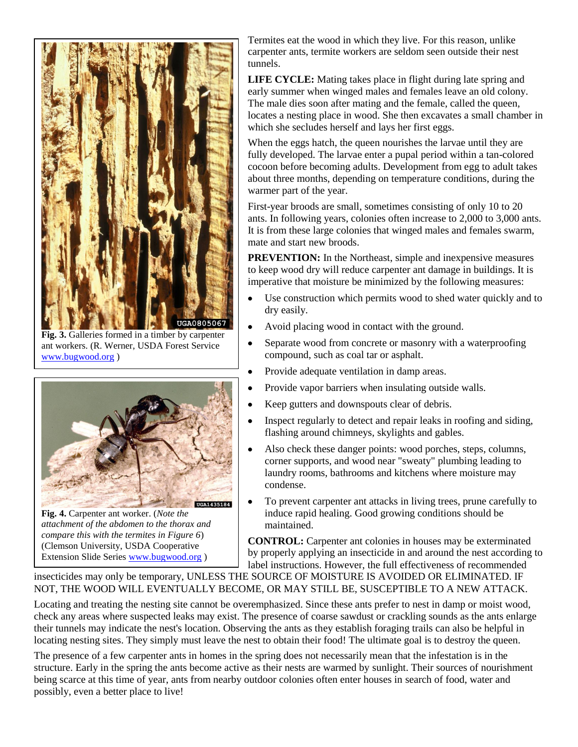Termites eat the wood in which they live. For this reason, unlike carpenter ants, termite workers are seldom seen outside their nest tunnels.

**LIFE CYCLE:** Mating takes place in flight during late spring and early summer when winged males and females leave an old colony. The male dies soon after mating and the female, called the queen, locates a nesting place in wood. She then excavates a small chamber in which she secludes herself and lays her first eggs.

When the eggs hatch, the queen nourishes the larvae until they are fully developed. The larvae enter a pupal period within a tan-colored cocoon before becoming adults. Development from egg to adult takes about three months, depending on temperature conditions, during the warmer part of the year.

First-year broods are small, sometimes consisting of only 10 to 20 ants. In following years, colonies often increase to 2,000 to 3,000 ants. It is from these large colonies that winged males and females swarm, mate and start new broods.

**PREVENTION:** In the Northeast, simple and inexpensive measures to keep wood dry will reduce carpenter ant damage in buildings. It is imperative that moisture be minimized by the following measures:

- Use construction which permits wood to shed water quickly and to dry easily.
- Avoid placing wood in contact with the ground.
- Separate wood from concrete or masonry with a waterproofing compound, such as coal tar or asphalt.
- Provide adequate ventilation in damp areas.
- Provide vapor barriers when insulating outside walls.
- Keep gutters and downspouts clear of debris.
- Inspect regularly to detect and repair leaks in roofing and siding, flashing around chimneys, skylights and gables.
- Also check these danger points: wood porches, steps, columns, corner supports, and wood near "sweaty" plumbing leading to laundry rooms, bathrooms and kitchens where moisture may condense.
- To prevent carpenter ant attacks in living trees, prune carefully to induce rapid healing. Good growing conditions should be maintained.

**Fig. 3.** Galleries formed in a timber by carpenter ant workers. (R. Werner, USDA Forest Service www.bugwood.org )

**Fig. 4.** Carpenter ant worker. (*Note the attachment of the abdomen to the thorax and compare this with the termites in Figure 6*) (Clemson University, USDA Cooperative Extension Slide Series www.bugwood.org )

**CONTROL:** Carpenter ant colonies in houses may be exterminated by properly applying an insecticide in and around the nest according to label instructions. However, the full effectiveness of recommended insecticides may only be temporary, UNLESS THE SOURCE OF MOISTURE IS AVOIDED OR ELIMINATED. IF NOT, THE WOOD WILL EVENTUALLY BECOME, OR MAY STILL BE, SUSCEPTIBLE TO A NEW ATTACK.

Locating and treating the nesting site cannot be overemphasized. Since these ants prefer to nest in damp or moist wood, check any areas where suspected leaks may exist. The presence of coarse sawdust or crackling sounds as the ants enlarge their tunnels may indicate the nest's location. Observing the ants as they establish foraging trails can also be helpful in locating nesting sites. They simply must leave the nest to obtain their food! The ultimate goal is to destroy the queen.

The presence of a few carpenter ants in homes in the spring does not necessarily mean that the infestation is in the structure. Early in the spring the ants become active as their nests are warmed by sunlight. Their sources of nourishment being scarce at this time of year, ants from nearby outdoor colonies often enter houses in search of food, water and possibly, even a better place to live!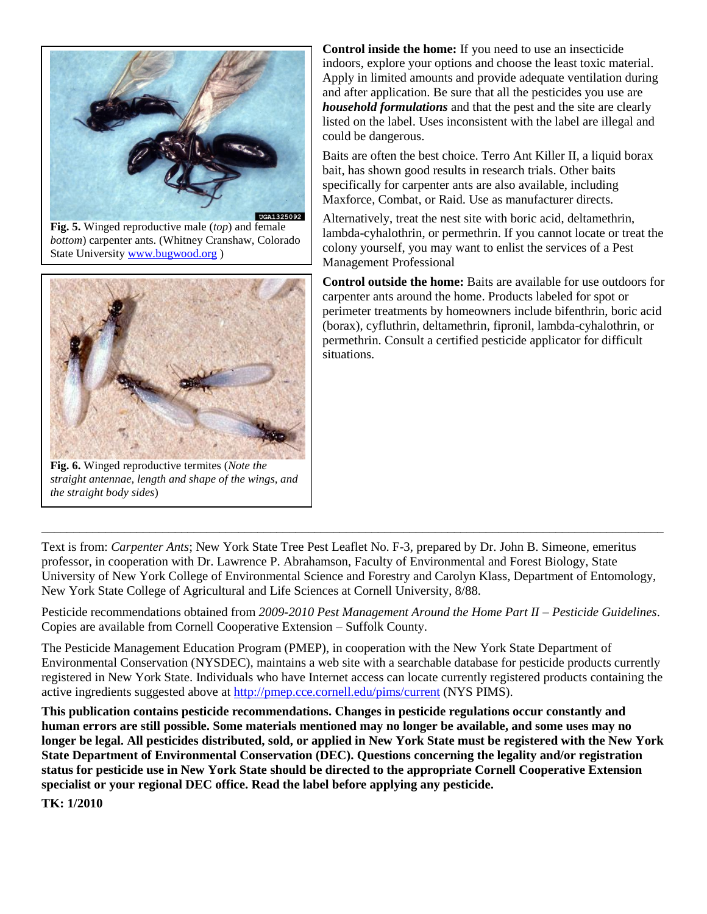Fig. 5. Winged reproductive male (*top*) and female *bottom*) carpenter ants. (Whitney Cranshaw, Colorado State University www.bugwood.org )

Fig. 6. Winged reproductive termites (*Note the straight antennae, length and shape of the wings, and the straight body sides*)

**Control inside the home:** If you need to use an insecticide indoors, explore your options and choose the least toxic material. Apply in limited amounts and provide adequate ventilation during and after application. Be sure that all the pesticides you use are ***household formulations*** and that the pest and the site are clearly listed on the label. Uses inconsistent with the label are illegal and could be dangerous.

Baits are often the best choice. Terro Ant Killer II, a liquid borax bait, has shown good results in research trials. Other baits specifically for carpenter ants are also available, including Maxforce, Combat, or Raid. Use as manufacturer directs.

Alternatively, treat the nest site with boric acid, deltamethrin, lambda-cyhalothrin, or permethrin. If you cannot locate or treat the colony yourself, you may want to enlist the services of a Pest Management Professional

**Control outside the home:** Baits are available for use outdoors for carpenter ants around the home. Products labeled for spot or perimeter treatments by homeowners include bifenthrin, boric acid (borax), cyfluthrin, deltamethrin, fipronil, lambda-cyhalothrin, or permethrin. Consult a certified pesticide applicator for difficult situations.

---

Text is from: *Carpenter Ants*; New York State Tree Pest Leaflet No. F-3, prepared by Dr. John B. Simeone, emeritus professor, in cooperation with Dr. Lawrence P. Abrahamson, Faculty of Environmental and Forest Biology, State University of New York College of Environmental Science and Forestry and Carolyn Klass, Department of Entomology, New York State College of Agricultural and Life Sciences at Cornell University, 8/88.

Pesticide recommendations obtained from *2009-2010 Pest Management Around the Home Part II – Pesticide Guidelines*. Copies are available from Cornell Cooperative Extension – Suffolk County.

The Pesticide Management Education Program (PMEP), in cooperation with the New York State Department of Environmental Conservation (NYSDEC), maintains a web site with a searchable database for pesticide products currently registered in New York State. Individuals who have Internet access can locate currently registered products containing the active ingredients suggested above at http://pmep.cce.cornell.edu/pims/current (NYS PIMS).

**This publication contains pesticide recommendations. Changes in pesticide regulations occur constantly and human errors are still possible. Some materials mentioned may no longer be available, and some uses may no longer be legal. All pesticides distributed, sold, or applied in New York State must be registered with the New York State Department of Environmental Conservation (DEC). Questions concerning the legality and/or registration status for pesticide use in New York State should be directed to the appropriate Cornell Cooperative Extension specialist or your regional DEC office. Read the label before applying any pesticide.**

**TK: 1/2010**